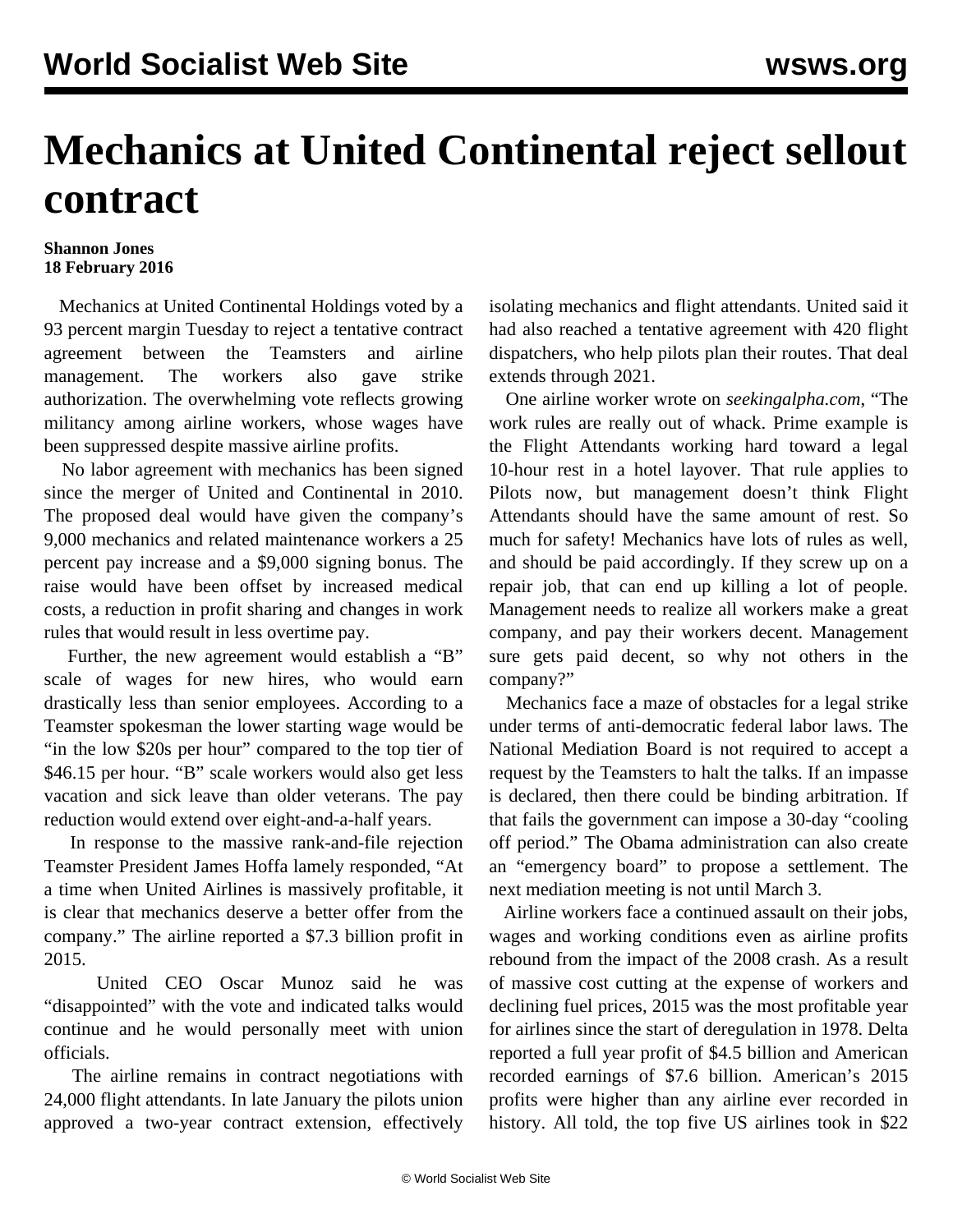# Mechanics at United Continental reject sellout contract

**Shannon Jones**
**18 February 2016**

Mechanics at United Continental Holdings voted by a 93 percent margin Tuesday to reject a tentative contract agreement between the Teamsters and airline management. The workers also gave strike authorization. The overwhelming vote reflects growing militancy among airline workers, whose wages have been suppressed despite massive airline profits.

No labor agreement with mechanics has been signed since the merger of United and Continental in 2010. The proposed deal would have given the company's 9,000 mechanics and related maintenance workers a 25 percent pay increase and a $9,000 signing bonus. The raise would have been offset by increased medical costs, a reduction in profit sharing and changes in work rules that would result in less overtime pay.

Further, the new agreement would establish a "B" scale of wages for new hires, who would earn drastically less than senior employees. According to a Teamster spokesman the lower starting wage would be "in the low $20s per hour" compared to the top tier of $46.15 per hour. "B" scale workers would also get less vacation and sick leave than older veterans. The pay reduction would extend over eight-and-a-half years.

In response to the massive rank-and-file rejection Teamster President James Hoffa lamely responded, "At a time when United Airlines is massively profitable, it is clear that mechanics deserve a better offer from the company." The airline reported a $7.3 billion profit in 2015.

United CEO Oscar Munoz said he was "disappointed" with the vote and indicated talks would continue and he would personally meet with union officials.

The airline remains in contract negotiations with 24,000 flight attendants. In late January the pilots union approved a two-year contract extension, effectively isolating mechanics and flight attendants. United said it had also reached a tentative agreement with 420 flight dispatchers, who help pilots plan their routes. That deal extends through 2021.

One airline worker wrote on *seekingalpha.com*, "The work rules are really out of whack. Prime example is the Flight Attendants working hard toward a legal 10-hour rest in a hotel layover. That rule applies to Pilots now, but management doesn't think Flight Attendants should have the same amount of rest. So much for safety! Mechanics have lots of rules as well, and should be paid accordingly. If they screw up on a repair job, that can end up killing a lot of people. Management needs to realize all workers make a great company, and pay their workers decent. Management sure gets paid decent, so why not others in the company?"

Mechanics face a maze of obstacles for a legal strike under terms of anti-democratic federal labor laws. The National Mediation Board is not required to accept a request by the Teamsters to halt the talks. If an impasse is declared, then there could be binding arbitration. If that fails the government can impose a 30-day "cooling off period." The Obama administration can also create an "emergency board" to propose a settlement. The next mediation meeting is not until March 3.

Airline workers face a continued assault on their jobs, wages and working conditions even as airline profits rebound from the impact of the 2008 crash. As a result of massive cost cutting at the expense of workers and declining fuel prices, 2015 was the most profitable year for airlines since the start of deregulation in 1978. Delta reported a full year profit of $4.5 billion and American recorded earnings of $7.6 billion. American's 2015 profits were higher than any airline ever recorded in history. All told, the top five US airlines took in $22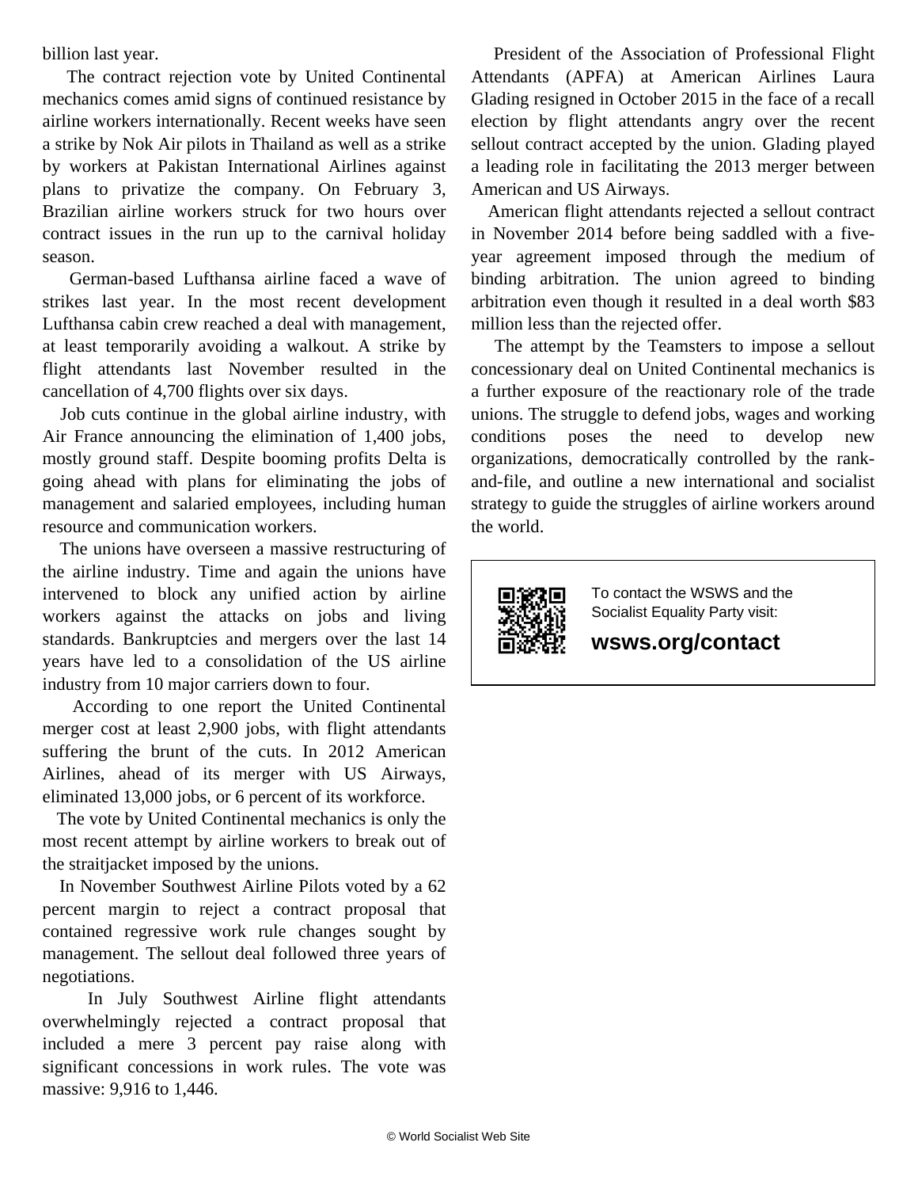billion last year.

The contract rejection vote by United Continental mechanics comes amid signs of continued resistance by airline workers internationally. Recent weeks have seen a strike by Nok Air pilots in Thailand as well as a strike by workers at Pakistan International Airlines against plans to privatize the company. On February 3, Brazilian airline workers struck for two hours over contract issues in the run up to the carnival holiday season.

German-based Lufthansa airline faced a wave of strikes last year. In the most recent development Lufthansa cabin crew reached a deal with management, at least temporarily avoiding a walkout. A strike by flight attendants last November resulted in the cancellation of 4,700 flights over six days.

Job cuts continue in the global airline industry, with Air France announcing the elimination of 1,400 jobs, mostly ground staff. Despite booming profits Delta is going ahead with plans for eliminating the jobs of management and salaried employees, including human resource and communication workers.

The unions have overseen a massive restructuring of the airline industry. Time and again the unions have intervened to block any unified action by airline workers against the attacks on jobs and living standards. Bankruptcies and mergers over the last 14 years have led to a consolidation of the US airline industry from 10 major carriers down to four.

According to one report the United Continental merger cost at least 2,900 jobs, with flight attendants suffering the brunt of the cuts. In 2012 American Airlines, ahead of its merger with US Airways, eliminated 13,000 jobs, or 6 percent of its workforce.

The vote by United Continental mechanics is only the most recent attempt by airline workers to break out of the straitjacket imposed by the unions.

In November Southwest Airline Pilots voted by a 62 percent margin to reject a contract proposal that contained regressive work rule changes sought by management. The sellout deal followed three years of negotiations.

In July Southwest Airline flight attendants overwhelmingly rejected a contract proposal that included a mere 3 percent pay raise along with significant concessions in work rules. The vote was massive: 9,916 to 1,446.

President of the Association of Professional Flight Attendants (APFA) at American Airlines Laura Glading resigned in October 2015 in the face of a recall election by flight attendants angry over the recent sellout contract accepted by the union. Glading played a leading role in facilitating the 2013 merger between American and US Airways.

American flight attendants rejected a sellout contract in November 2014 before being saddled with a five-year agreement imposed through the medium of binding arbitration. The union agreed to binding arbitration even though it resulted in a deal worth $83 million less than the rejected offer.

The attempt by the Teamsters to impose a sellout concessionary deal on United Continental mechanics is a further exposure of the reactionary role of the trade unions. The struggle to defend jobs, wages and working conditions poses the need to develop new organizations, democratically controlled by the rank-and-file, and outline a new international and socialist strategy to guide the struggles of airline workers around the world.

To contact the WSWS and the Socialist Equality Party visit:

**wsws.org/contact**